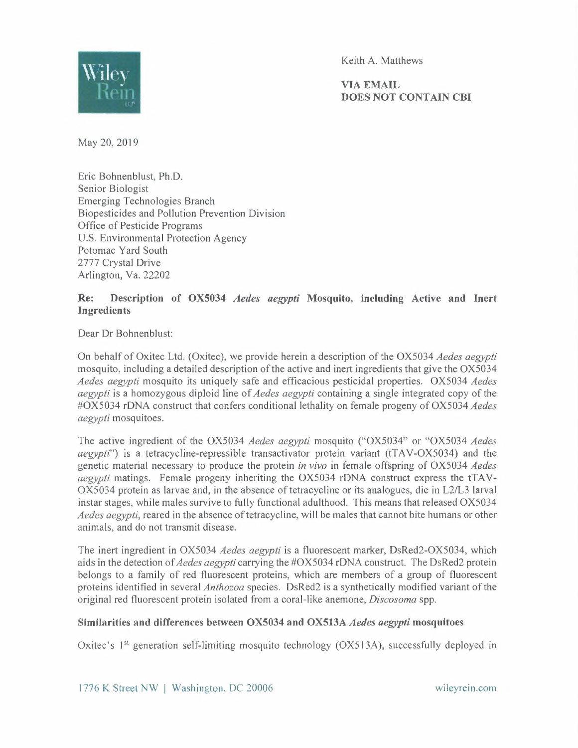Wiley Rein LLP

Keith A. Matthews

**VIA EMAIL**
**DOES NOT CONTAIN CBI**

May 20, 2019

Eric Bohnenblust, Ph.D.
Senior Biologist
Emerging Technologies Branch
Biopesticides and Pollution Prevention Division
Office of Pesticide Programs
U.S. Environmental Protection Agency
Potomac Yard South
2777 Crystal Drive
Arlington, Va. 22202

**Re: Description of OX5034 *Aedes aegypti* Mosquito, including Active and Inert Ingredients**

Dear Dr Bohnenblust:

On behalf of Oxitec Ltd. (Oxitec), we provide herein a description of the OX5034 *Aedes aegypti* mosquito, including a detailed description of the active and inert ingredients that give the OX5034 *Aedes aegypti* mosquito its uniquely safe and efficacious pesticidal properties. OX5034 *Aedes aegypti* is a homozygous diploid line of *Aedes aegypti* containing a single integrated copy of the #OX5034 rDNA construct that confers conditional lethality on female progeny of OX5034 *Aedes aegypti* mosquitoes.

The active ingredient of the OX5034 *Aedes aegypti* mosquito ("OX5034" or "OX5034 *Aedes aegypti*") is a tetracycline-repressible transactivator protein variant (tTAV-OX5034) and the genetic material necessary to produce the protein *in vivo* in female offspring of OX5034 *Aedes aegypti* matings. Female progeny inheriting the OX5034 rDNA construct express the tTAV-OX5034 protein as larvae and, in the absence of tetracycline or its analogues, die in L2/L3 larval instar stages, while males survive to fully functional adulthood. This means that released OX5034 *Aedes aegypti*, reared in the absence of tetracycline, will be males that cannot bite humans or other animals, and do not transmit disease.

The inert ingredient in OX5034 *Aedes aegypti* is a fluorescent marker, DsRed2-OX5034, which aids in the detection of *Aedes aegypti* carrying the #OX5034 rDNA construct. The DsRed2 protein belongs to a family of red fluorescent proteins, which are members of a group of fluorescent proteins identified in several *Anthozoa* species. DsRed2 is a synthetically modified variant of the original red fluorescent protein isolated from a coral-like anemone, *Discosoma* spp.

**Similarities and differences between OX5034 and OX513A *Aedes aegypti* mosquitoes**

Oxitec's 1st generation self-limiting mosquito technology (OX513A), successfully deployed in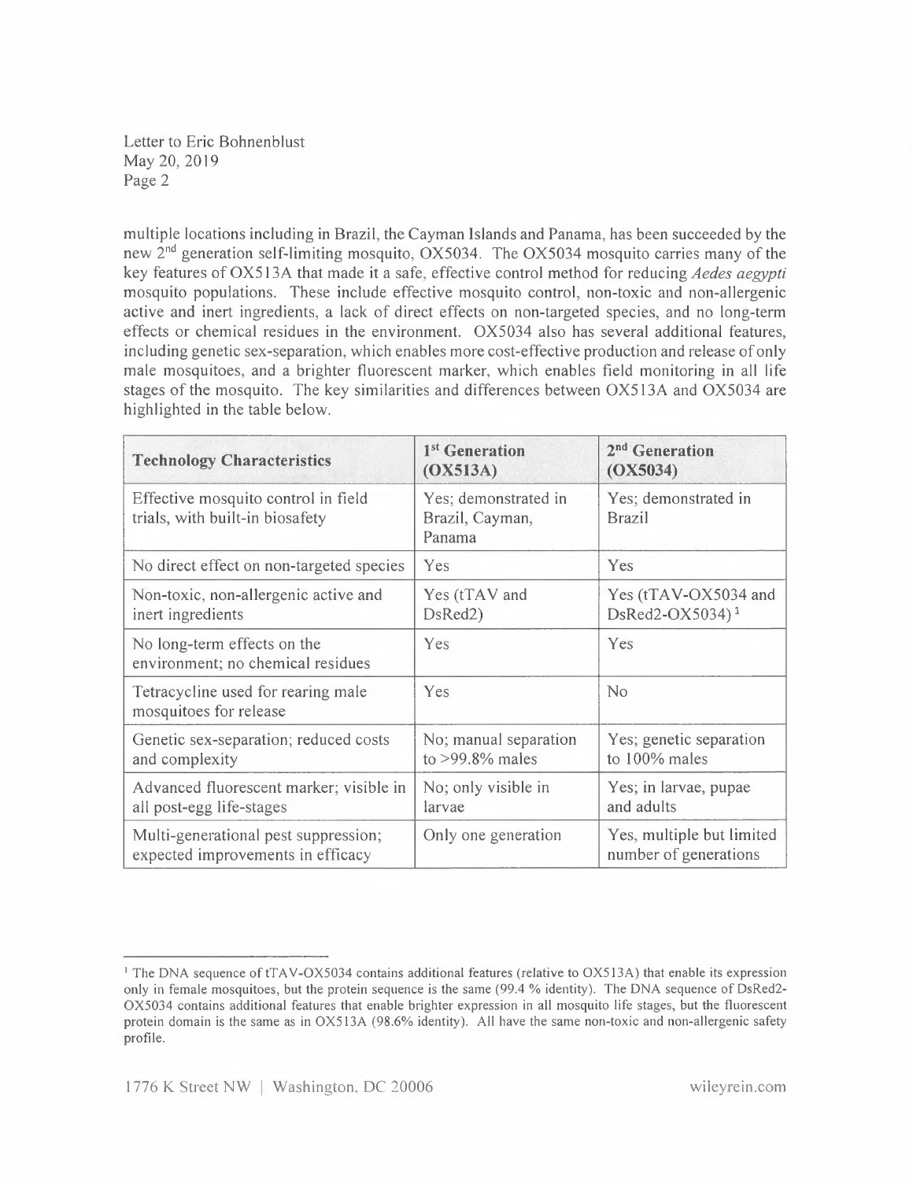multiple locations including in Brazil, the Cayman Islands and Panama, has been succeeded by the new 2nd generation self-limiting mosquito, OX5034. The OX5034 mosquito carries many of the key features of OX513A that made it a safe, effective control method for reducing *Aedes aegypti* mosquito populations. These include effective mosquito control, non-toxic and non-allergenic active and inert ingredients, a lack of direct effects on non-targeted species, and no long-term effects or chemical residues in the environment. OX5034 also has several additional features, including genetic sex-separation, which enables more cost-effective production and release of only male mosquitoes, and a brighter fluorescent marker, which enables field monitoring in all life stages of the mosquito. The key similarities and differences between OX513A and OX5034 are highlighted in the table below.

| **Technology Characteristics** | **1st Generation (OX513A)** | **2nd Generation (OX5034)** |
|---|---|---|
| Effective mosquito control in field trials, with built-in biosafety | Yes; demonstrated in Brazil, Cayman, Panama | Yes; demonstrated in Brazil |
| No direct effect on non-targeted species | Yes | Yes |
| Non-toxic, non-allergenic active and inert ingredients | Yes (tTAV and DsRed2) | Yes (tTAV-OX5034 and DsRed2-OX5034)[1] |
| No long-term effects on the environment; no chemical residues | Yes | Yes |
| Tetracycline used for rearing male mosquitoes for release | Yes | No |
| Genetic sex-separation; reduced costs and complexity | No; manual separation to >99.8% males | Yes; genetic separation to 100% males |
| Advanced fluorescent marker; visible in all post-egg life-stages | No; only visible in larvae | Yes; in larvae, pupae and adults |
| Multi-generational pest suppression; expected improvements in efficacy | Only one generation | Yes, multiple but limited number of generations |

[1] The DNA sequence of tTAV-OX5034 contains additional features (relative to OX513A) that enable its expression only in female mosquitoes, but the protein sequence is the same (99.4 % identity). The DNA sequence of DsRed2-OX5034 contains additional features that enable brighter expression in all mosquito life stages, but the fluorescent protein domain is the same as in OX513A (98.6% identity). All have the same non-toxic and non-allergenic safety profile.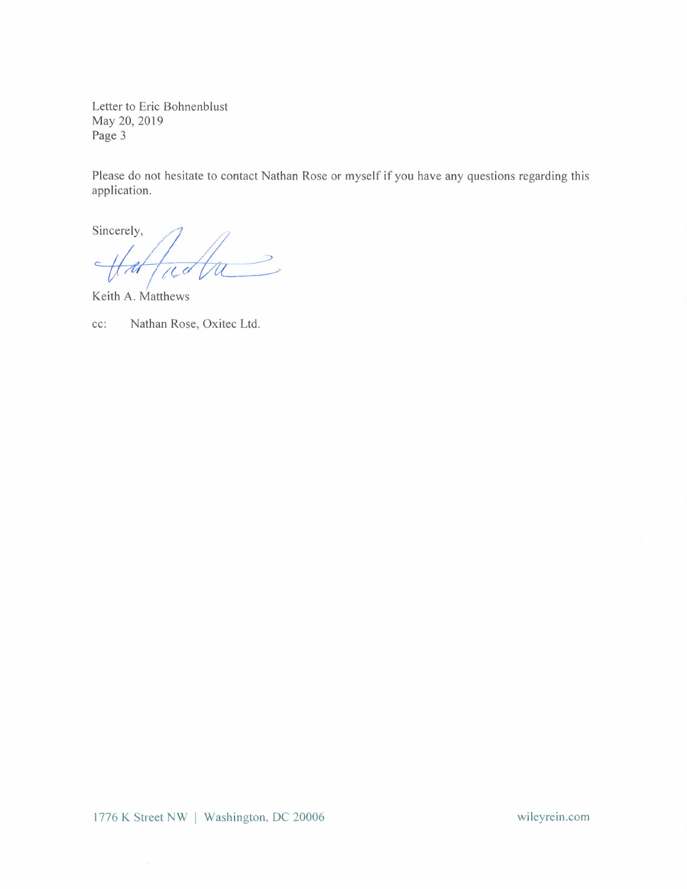Letter to Eric Bohnenblust
May 20, 2019
Page 3

Please do not hesitate to contact Nathan Rose or myself if you have any questions regarding this application.

Sincerely,

Keith A. Matthews

cc: Nathan Rose, Oxitec Ltd.

1776 K Street NW | Washington, DC 20006 wileyrein.com